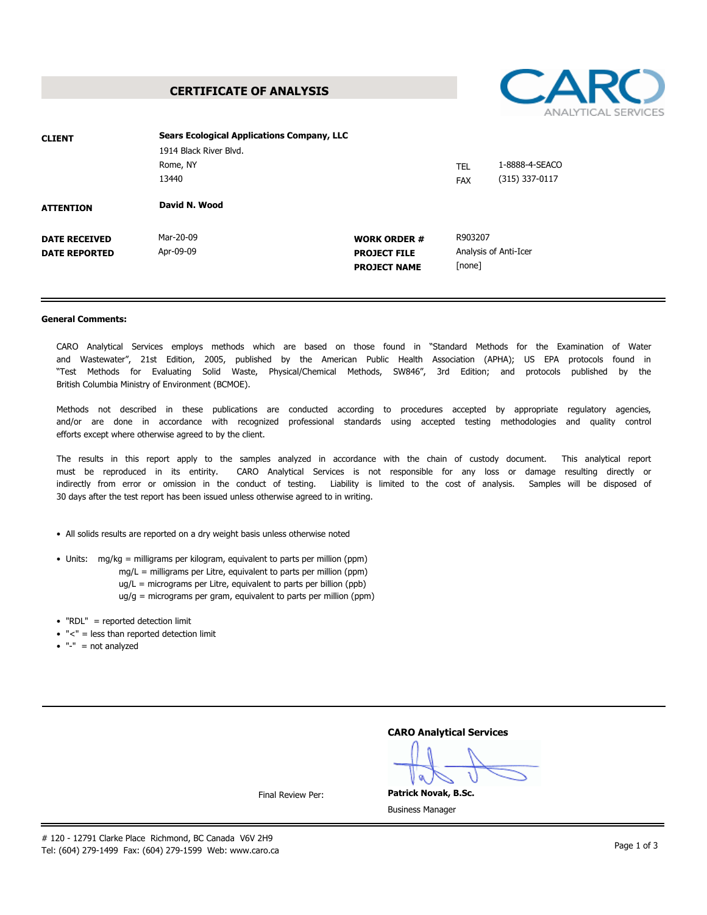# CERTIFICATE OF ANALYSIS

CARO ANALYTICAL SERVICES

| | | | |
|---|---|---|---|
| **CLIENT** | **Sears Ecological Applications Company, LLC** | | |
| | 1914 Black River Blvd. | | |
| | Rome, NY | TEL | 1-8888-4-SEACO |
| | 13440 | FAX | (315) 337-0117 |
| **ATTENTION** | **David N. Wood** | | |
| **DATE RECEIVED** | Mar-20-09 | **WORK ORDER #** | R903207 |
| **DATE REPORTED** | Apr-09-09 | **PROJECT FILE** | Analysis of Anti-Icer |
| | | **PROJECT NAME** | [none] |

**General Comments:**

CARO Analytical Services employs methods which are based on those found in "Standard Methods for the Examination of Water and Wastewater", 21st Edition, 2005, published by the American Public Health Association (APHA); US EPA protocols found in "Test Methods for Evaluating Solid Waste, Physical/Chemical Methods, SW846", 3rd Edition; and protocols published by the British Columbia Ministry of Environment (BCMOE).

Methods not described in these publications are conducted according to procedures accepted by appropriate regulatory agencies, and/or are done in accordance with recognized professional standards using accepted testing methodologies and quality control efforts except where otherwise agreed to by the client.

The results in this report apply to the samples analyzed in accordance with the chain of custody document. This analytical report must be reproduced in its entirety. CARO Analytical Services is not responsible for any loss or damage resulting directly or indirectly from error or omission in the conduct of testing. Liability is limited to the cost of analysis. Samples will be disposed of 30 days after the test report has been issued unless otherwise agreed to in writing.

- All solids results are reported on a dry weight basis unless otherwise noted
- Units: mg/kg = milligrams per kilogram, equivalent to parts per million (ppm)
  mg/L = milligrams per Litre, equivalent to parts per million (ppm)
  ug/L = micrograms per Litre, equivalent to parts per billion (ppb)
  ug/g = micrograms per gram, equivalent to parts per million (ppm)
- "RDL" = reported detection limit
- "<" = less than reported detection limit
- "-" = not analyzed

**CARO Analytical Services**

Final Review Per:

**Patrick Novak, B.Sc.**
Business Manager

# 120 - 12791 Clarke Place Richmond, BC Canada V6V 2H9
Tel: (604) 279-1499 Fax: (604) 279-1599 Web: www.caro.ca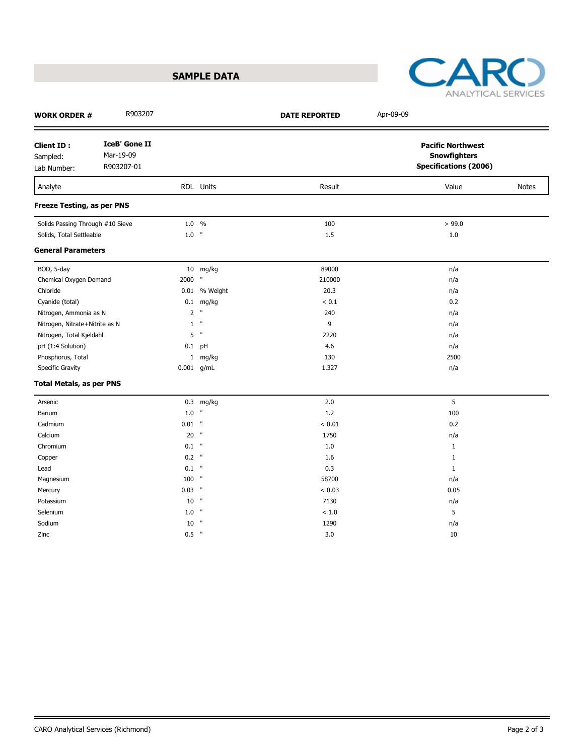## SAMPLE DATA

CARO ANALYTICAL SERVICES

**WORK ORDER #** R903207 **DATE REPORTED** Apr-09-09

**Client ID :** **IceB' Gone II**
Sampled: Mar-19-09
Lab Number: R903207-01

**Pacific Northwest Snowfighters Specifications (2006)**

| Analyte | RDL | Units | Result | Value | Notes |
|---|---|---|---|---|---|
| **Freeze Testing, as per PNS** | | | | | |
| Solids Passing Through #10 Sieve | 1.0 | % | 100 | > 99.0 | |
| Solids, Total Settleable | 1.0 | " | 1.5 | 1.0 | |
| **General Parameters** | | | | | |
| BOD, 5-day | 10 | mg/kg | 89000 | n/a | |
| Chemical Oxygen Demand | 2000 | " | 210000 | n/a | |
| Chloride | 0.01 | % Weight | 20.3 | n/a | |
| Cyanide (total) | 0.1 | mg/kg | < 0.1 | 0.2 | |
| Nitrogen, Ammonia as N | 2 | " | 240 | n/a | |
| Nitrogen, Nitrate+Nitrite as N | 1 | " | 9 | n/a | |
| Nitrogen, Total Kjeldahl | 5 | " | 2220 | n/a | |
| pH (1:4 Solution) | 0.1 | pH | 4.6 | n/a | |
| Phosphorus, Total | 1 | mg/kg | 130 | 2500 | |
| Specific Gravity | 0.001 | g/mL | 1.327 | n/a | |
| **Total Metals, as per PNS** | | | | | |
| Arsenic | 0.3 | mg/kg | 2.0 | 5 | |
| Barium | 1.0 | " | 1.2 | 100 | |
| Cadmium | 0.01 | " | < 0.01 | 0.2 | |
| Calcium | 20 | " | 1750 | n/a | |
| Chromium | 0.1 | " | 1.0 | 1 | |
| Copper | 0.2 | " | 1.6 | 1 | |
| Lead | 0.1 | " | 0.3 | 1 | |
| Magnesium | 100 | " | 58700 | n/a | |
| Mercury | 0.03 | " | < 0.03 | 0.05 | |
| Potassium | 10 | " | 7130 | n/a | |
| Selenium | 1.0 | " | < 1.0 | 5 | |
| Sodium | 10 | " | 1290 | n/a | |
| Zinc | 0.5 | " | 3.0 | 10 | |

CARO Analytical Services (Richmond)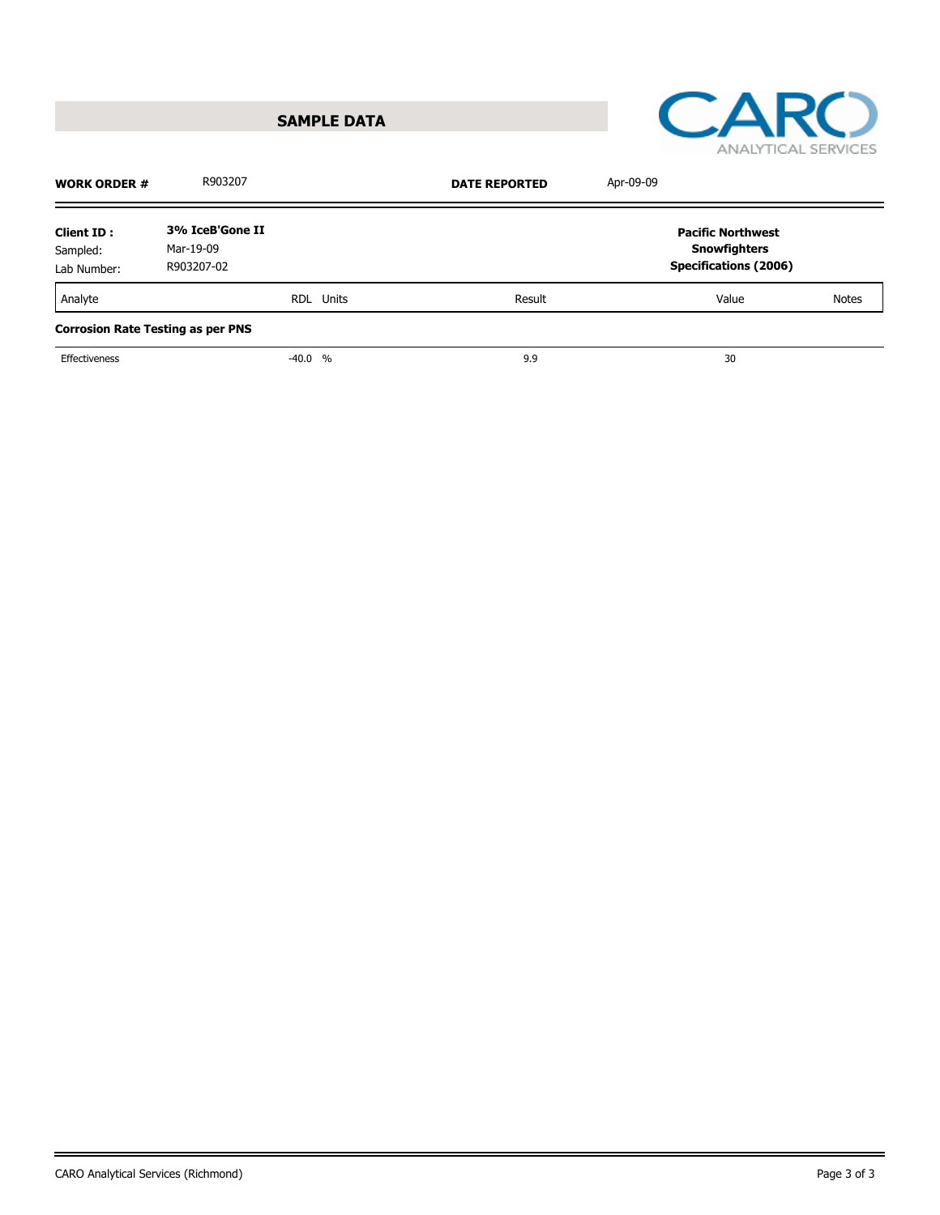## SAMPLE DATA

CARO ANALYTICAL SERVICES

**WORK ORDER #** R903207 **DATE REPORTED** Apr-09-09

**Client ID :** **3% IceB'Gone II**
Sampled: Mar-19-09
Lab Number: R903207-02

| Analyte | RDL | Units | Result | Pacific Northwest Snowfighters Specifications (2006) Value | Notes |
|---|---|---|---|---|---|
| **Corrosion Rate Testing as per PNS** | | | | | |
| Effectiveness | -40.0 | % | 9.9 | 30 | |

CARO Analytical Services (Richmond)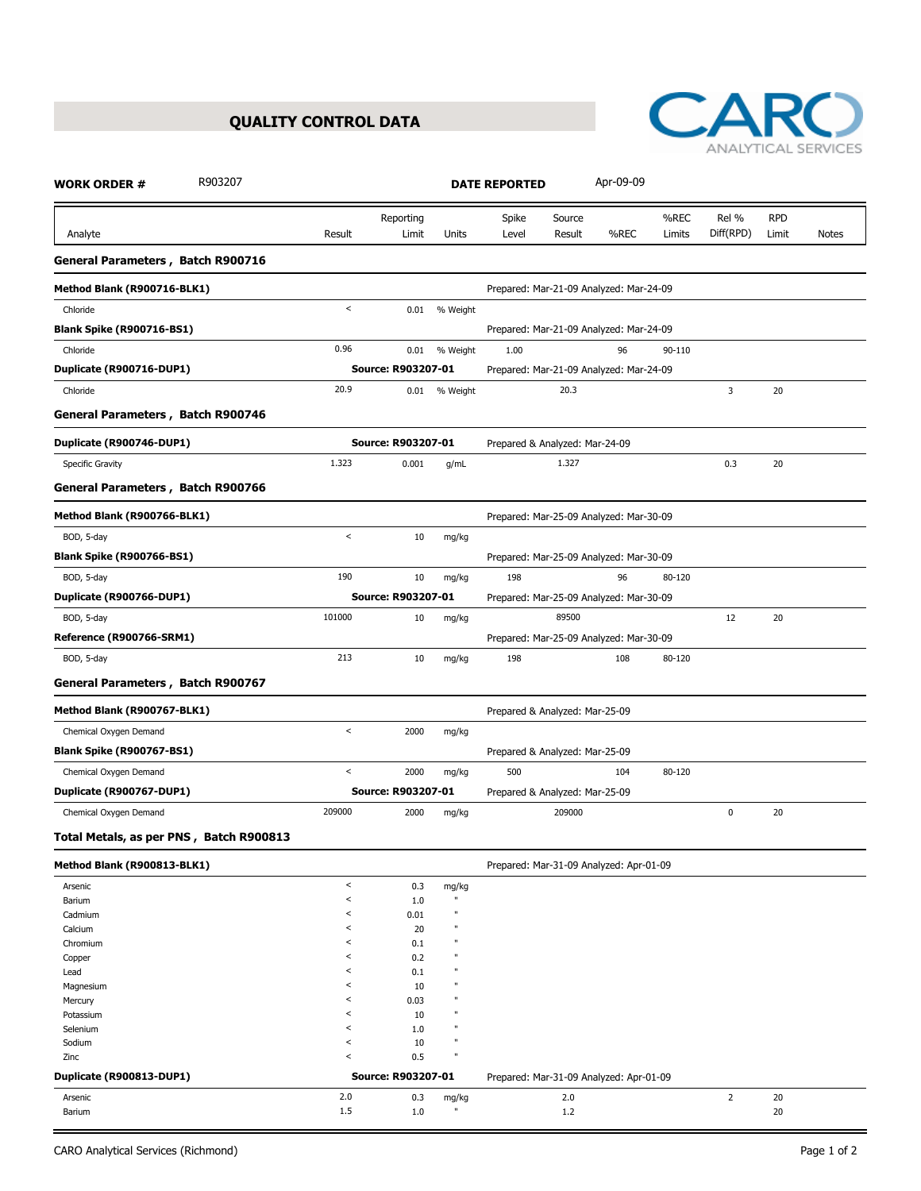## QUALITY CONTROL DATA

CARO ANALYTICAL SERVICES

**WORK ORDER #** R903207 **DATE REPORTED** Apr-09-09

| Analyte | Result | Reporting Limit | Units | Spike Level | Source Result | %REC | %REC Limits | Rel % Diff(RPD) | RPD Limit | Notes |
|---|---|---|---|---|---|---|---|---|---|---|
| **General Parameters , Batch R900716** | | | | | | | | | | |
| **Method Blank (R900716-BLK1)** | | | | Prepared: Mar-21-09 Analyzed: Mar-24-09 | | | | | | |
| Chloride | < | 0.01 | % Weight | | | | | | | |
| **Blank Spike (R900716-BS1)** | | | | Prepared: Mar-21-09 Analyzed: Mar-24-09 | | | | | | |
| Chloride | 0.96 | 0.01 | % Weight | 1.00 | | 96 | 90-110 | | | |
| **Duplicate (R900716-DUP1)** | | Source: R903207-01 | | Prepared: Mar-21-09 Analyzed: Mar-24-09 | | | | | | |
| Chloride | 20.9 | 0.01 | % Weight | | 20.3 | | | 3 | 20 | |
| **General Parameters , Batch R900746** | | | | | | | | | | |
| **Duplicate (R900746-DUP1)** | | Source: R903207-01 | | Prepared & Analyzed: Mar-24-09 | | | | | | |
| Specific Gravity | 1.323 | 0.001 | g/mL | | 1.327 | | | 0.3 | 20 | |
| **General Parameters , Batch R900766** | | | | | | | | | | |
| **Method Blank (R900766-BLK1)** | | | | Prepared: Mar-25-09 Analyzed: Mar-30-09 | | | | | | |
| BOD, 5-day | < | 10 | mg/kg | | | | | | | |
| **Blank Spike (R900766-BS1)** | | | | Prepared: Mar-25-09 Analyzed: Mar-30-09 | | | | | | |
| BOD, 5-day | 190 | 10 | mg/kg | 198 | | 96 | 80-120 | | | |
| **Duplicate (R900766-DUP1)** | | Source: R903207-01 | | Prepared: Mar-25-09 Analyzed: Mar-30-09 | | | | | | |
| BOD, 5-day | 101000 | 10 | mg/kg | | 89500 | | | 12 | 20 | |
| **Reference (R900766-SRM1)** | | | | Prepared: Mar-25-09 Analyzed: Mar-30-09 | | | | | | |
| BOD, 5-day | 213 | 10 | mg/kg | 198 | | 108 | 80-120 | | | |
| **General Parameters , Batch R900767** | | | | | | | | | | |
| **Method Blank (R900767-BLK1)** | | | | Prepared & Analyzed: Mar-25-09 | | | | | | |
| Chemical Oxygen Demand | < | 2000 | mg/kg | | | | | | | |
| **Blank Spike (R900767-BS1)** | | | | Prepared & Analyzed: Mar-25-09 | | | | | | |
| Chemical Oxygen Demand | < | 2000 | mg/kg | 500 | | 104 | 80-120 | | | |
| **Duplicate (R900767-DUP1)** | | Source: R903207-01 | | Prepared & Analyzed: Mar-25-09 | | | | | | |
| Chemical Oxygen Demand | 209000 | 2000 | mg/kg | | 209000 | | | 0 | 20 | |
| **Total Metals, as per PNS , Batch R900813** | | | | | | | | | | |
| **Method Blank (R900813-BLK1)** | | | | Prepared: Mar-31-09 Analyzed: Apr-01-09 | | | | | | |
| Arsenic | < | 0.3 | mg/kg | | | | | | | |
| Barium | < | 1.0 | " | | | | | | | |
| Cadmium | < | 0.01 | " | | | | | | | |
| Calcium | < | 20 | " | | | | | | | |
| Chromium | < | 0.1 | " | | | | | | | |
| Copper | < | 0.2 | " | | | | | | | |
| Lead | < | 0.1 | " | | | | | | | |
| Magnesium | < | 10 | " | | | | | | | |
| Mercury | < | 0.03 | " | | | | | | | |
| Potassium | < | 10 | " | | | | | | | |
| Selenium | < | 1.0 | " | | | | | | | |
| Sodium | < | 10 | " | | | | | | | |
| Zinc | < | 0.5 | " | | | | | | | |
| **Duplicate (R900813-DUP1)** | | Source: R903207-01 | | Prepared: Mar-31-09 Analyzed: Apr-01-09 | | | | | | |
| Arsenic | 2.0 | 0.3 | mg/kg | | 2.0 | | | 2 | 20 | |
| Barium | 1.5 | 1.0 | " | | 1.2 | | | | 20 | |

CARO Analytical Services (Richmond)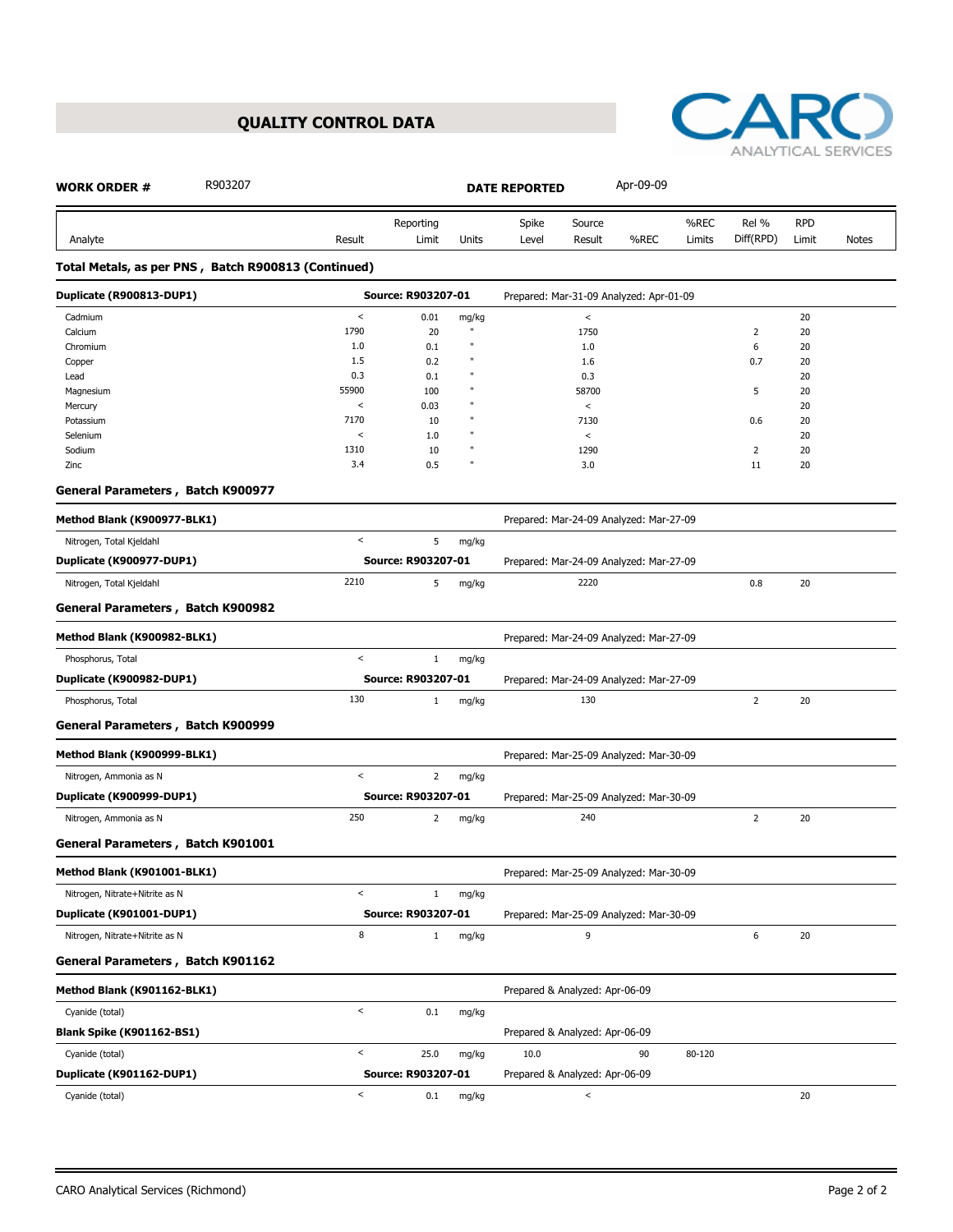## QUALITY CONTROL DATA

CARO ANALYTICAL SERVICES

**WORK ORDER #** R903207 **DATE REPORTED** Apr-09-09

| Analyte | Result | Reporting Limit | Units | Spike Level | Source Result | %REC | %REC Limits | Rel % Diff(RPD) | RPD Limit | Notes |
|---|---|---|---|---|---|---|---|---|---|---|
| **Total Metals, as per PNS , Batch R900813 (Continued)** | | | | | | | | | | |
| **Duplicate (R900813-DUP1)** | | **Source: R903207-01** | | Prepared: Mar-31-09 Analyzed: Apr-01-09 | | | | | | |
| Cadmium | < | 0.01 | mg/kg | | < | | | | 20 | |
| Calcium | 1790 | 20 | " | | 1750 | | | 2 | 20 | |
| Chromium | 1.0 | 0.1 | " | | 1.0 | | | 6 | 20 | |
| Copper | 1.5 | 0.2 | " | | 1.6 | | | 0.7 | 20 | |
| Lead | 0.3 | 0.1 | " | | 0.3 | | | | 20 | |
| Magnesium | 55900 | 100 | " | | 58700 | | | 5 | 20 | |
| Mercury | < | 0.03 | " | | < | | | | 20 | |
| Potassium | 7170 | 10 | " | | 7130 | | | 0.6 | 20 | |
| Selenium | < | 1.0 | " | | < | | | | 20 | |
| Sodium | 1310 | 10 | " | | 1290 | | | 2 | 20 | |
| Zinc | 3.4 | 0.5 | " | | 3.0 | | | 11 | 20 | |
| **General Parameters , Batch K900977** | | | | | | | | | | |
| **Method Blank (K900977-BLK1)** | | | | Prepared: Mar-24-09 Analyzed: Mar-27-09 | | | | | | |
| Nitrogen, Total Kjeldahl | < | 5 | mg/kg | | | | | | | |
| **Duplicate (K900977-DUP1)** | | **Source: R903207-01** | | Prepared: Mar-24-09 Analyzed: Mar-27-09 | | | | | | |
| Nitrogen, Total Kjeldahl | 2210 | 5 | mg/kg | | 2220 | | | 0.8 | 20 | |
| **General Parameters , Batch K900982** | | | | | | | | | | |
| **Method Blank (K900982-BLK1)** | | | | Prepared: Mar-24-09 Analyzed: Mar-27-09 | | | | | | |
| Phosphorus, Total | < | 1 | mg/kg | | | | | | | |
| **Duplicate (K900982-DUP1)** | | **Source: R903207-01** | | Prepared: Mar-24-09 Analyzed: Mar-27-09 | | | | | | |
| Phosphorus, Total | 130 | 1 | mg/kg | | 130 | | | 2 | 20 | |
| **General Parameters , Batch K900999** | | | | | | | | | | |
| **Method Blank (K900999-BLK1)** | | | | Prepared: Mar-25-09 Analyzed: Mar-30-09 | | | | | | |
| Nitrogen, Ammonia as N | < | 2 | mg/kg | | | | | | | |
| **Duplicate (K900999-DUP1)** | | **Source: R903207-01** | | Prepared: Mar-25-09 Analyzed: Mar-30-09 | | | | | | |
| Nitrogen, Ammonia as N | 250 | 2 | mg/kg | | 240 | | | 2 | 20 | |
| **General Parameters , Batch K901001** | | | | | | | | | | |
| **Method Blank (K901001-BLK1)** | | | | Prepared: Mar-25-09 Analyzed: Mar-30-09 | | | | | | |
| Nitrogen, Nitrate+Nitrite as N | < | 1 | mg/kg | | | | | | | |
| **Duplicate (K901001-DUP1)** | | **Source: R903207-01** | | Prepared: Mar-25-09 Analyzed: Mar-30-09 | | | | | | |
| Nitrogen, Nitrate+Nitrite as N | 8 | 1 | mg/kg | | 9 | | | 6 | 20 | |
| **General Parameters , Batch K901162** | | | | | | | | | | |
| **Method Blank (K901162-BLK1)** | | | | Prepared & Analyzed: Apr-06-09 | | | | | | |
| Cyanide (total) | < | 0.1 | mg/kg | | | | | | | |
| **Blank Spike (K901162-BS1)** | | | | Prepared & Analyzed: Apr-06-09 | | | | | | |
| Cyanide (total) | < | 25.0 | mg/kg | 10.0 | | 90 | 80-120 | | | |
| **Duplicate (K901162-DUP1)** | | **Source: R903207-01** | | Prepared & Analyzed: Apr-06-09 | | | | | | |
| Cyanide (total) | < | 0.1 | mg/kg | | < | | | | 20 | |

CARO Analytical Services (Richmond)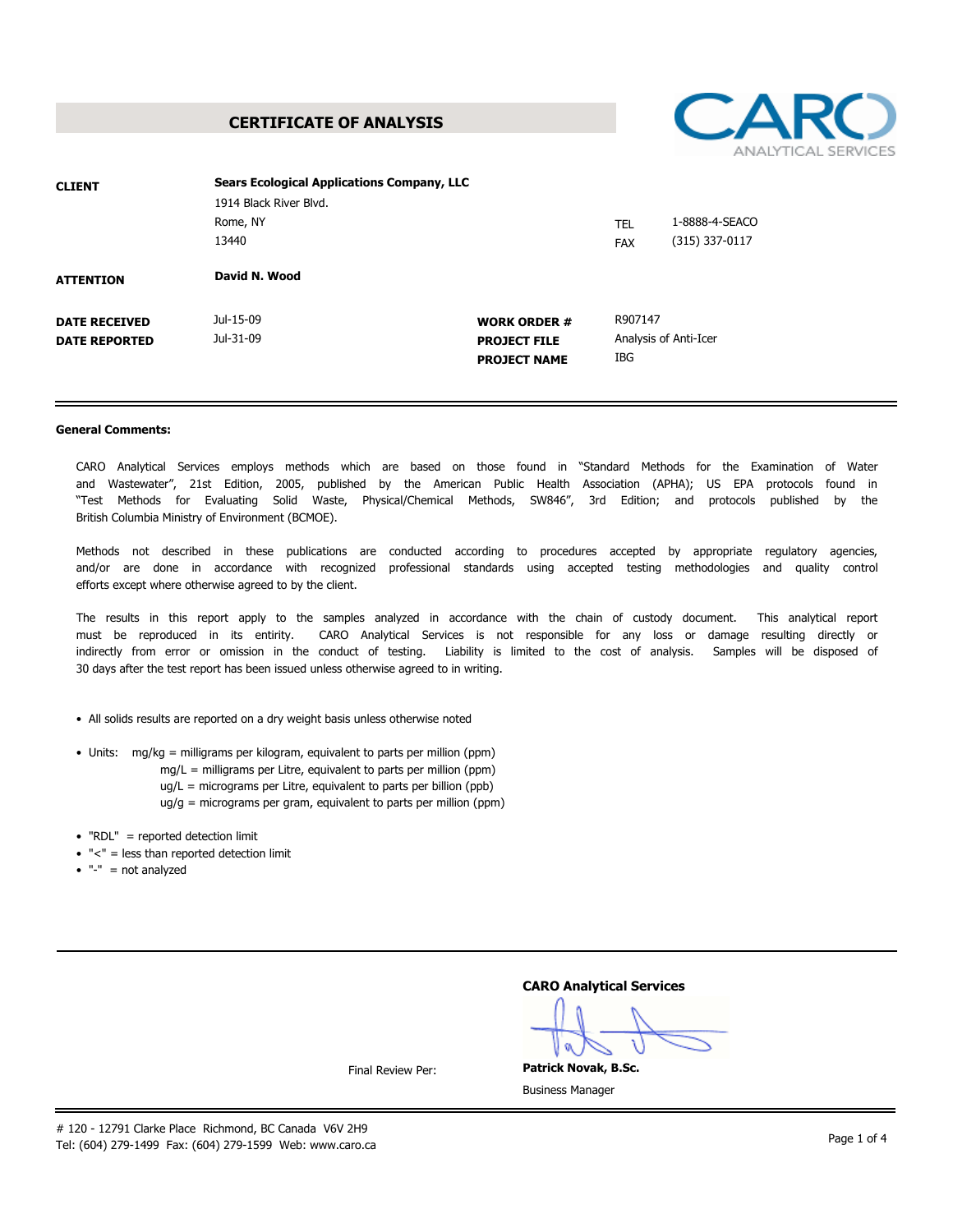# CERTIFICATE OF ANALYSIS

CARO ANALYTICAL SERVICES

| | | | |
|---|---|---|---|
| **CLIENT** | **Sears Ecological Applications Company, LLC** | | |
| | 1914 Black River Blvd. | | |
| | Rome, NY | TEL | 1-8888-4-SEACO |
| | 13440 | FAX | (315) 337-0117 |
| **ATTENTION** | **David N. Wood** | | |
| **DATE RECEIVED** | Jul-15-09 | **WORK ORDER #** | R907147 |
| **DATE REPORTED** | Jul-31-09 | **PROJECT FILE** | Analysis of Anti-Icer |
| | | **PROJECT NAME** | IBG |

**General Comments:**

CARO Analytical Services employs methods which are based on those found in "Standard Methods for the Examination of Water and Wastewater", 21st Edition, 2005, published by the American Public Health Association (APHA); US EPA protocols found in "Test Methods for Evaluating Solid Waste, Physical/Chemical Methods, SW846", 3rd Edition; and protocols published by the British Columbia Ministry of Environment (BCMOE).

Methods not described in these publications are conducted according to procedures accepted by appropriate regulatory agencies, and/or are done in accordance with recognized professional standards using accepted testing methodologies and quality control efforts except where otherwise agreed to by the client.

The results in this report apply to the samples analyzed in accordance with the chain of custody document. This analytical report must be reproduced in its entirity. CARO Analytical Services is not responsible for any loss or damage resulting directly or indirectly from error or omission in the conduct of testing. Liability is limited to the cost of analysis. Samples will be disposed of 30 days after the test report has been issued unless otherwise agreed to in writing.

- All solids results are reported on a dry weight basis unless otherwise noted
- Units: mg/kg = milligrams per kilogram, equivalent to parts per million (ppm)
  mg/L = milligrams per Litre, equivalent to parts per million (ppm)
  ug/L = micrograms per Litre, equivalent to parts per billion (ppb)
  ug/g = micrograms per gram, equivalent to parts per million (ppm)
- "RDL" = reported detection limit
- "<" = less than reported detection limit
- "-" = not analyzed

**CARO Analytical Services**

Final Review Per:

**Patrick Novak, B.Sc.**
Business Manager

# 120 - 12791 Clarke Place Richmond, BC Canada V6V 2H9
Tel: (604) 279-1499 Fax: (604) 279-1599 Web: www.caro.ca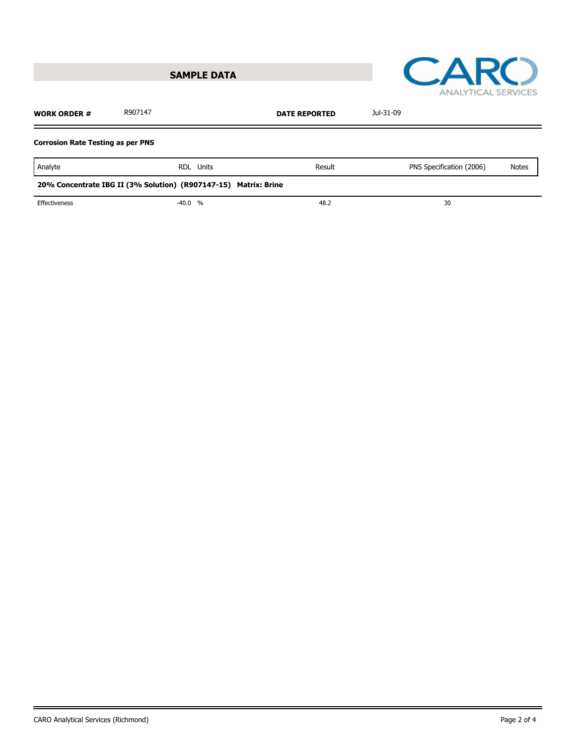## SAMPLE DATA

**CARO** ANALYTICAL SERVICES

**WORK ORDER #** R907147 **DATE REPORTED** Jul-31-09

**Corrosion Rate Testing as per PNS**

| Analyte | RDL | Units | Result | PNS Specification (2006) | Notes |
|---|---|---|---|---|---|
| **20% Concentrate IBG II (3% Solution) (R907147-15) Matrix: Brine** | | | | | |
| Effectiveness | -40.0 | % | 48.2 | 30 | |

CARO Analytical Services (Richmond)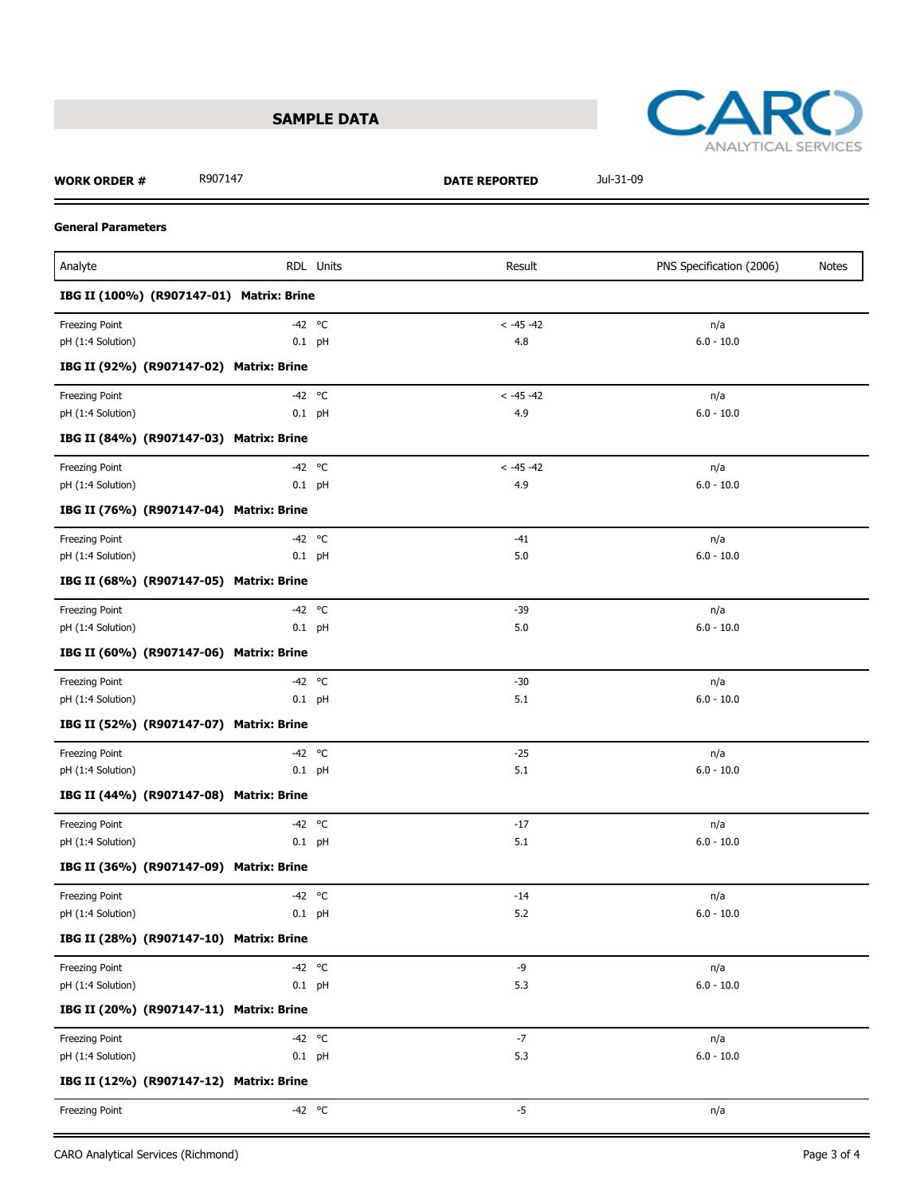## SAMPLE DATA

CARO ANALYTICAL SERVICES

**WORK ORDER #** R907147 **DATE REPORTED** Jul-31-09

### General Parameters

| Analyte | RDL | Units | Result | PNS Specification (2006) | Notes |
|---|---|---|---|---|---|
| **IBG II (100%) (R907147-01) Matrix: Brine** | | | | | |
| Freezing Point | -42 | °C | < -45 -42 | n/a | |
| pH (1:4 Solution) | 0.1 | pH | 4.8 | 6.0 - 10.0 | |
| **IBG II (92%) (R907147-02) Matrix: Brine** | | | | | |
| Freezing Point | -42 | °C | < -45 -42 | n/a | |
| pH (1:4 Solution) | 0.1 | pH | 4.9 | 6.0 - 10.0 | |
| **IBG II (84%) (R907147-03) Matrix: Brine** | | | | | |
| Freezing Point | -42 | °C | < -45 -42 | n/a | |
| pH (1:4 Solution) | 0.1 | pH | 4.9 | 6.0 - 10.0 | |
| **IBG II (76%) (R907147-04) Matrix: Brine** | | | | | |
| Freezing Point | -42 | °C | -41 | n/a | |
| pH (1:4 Solution) | 0.1 | pH | 5.0 | 6.0 - 10.0 | |
| **IBG II (68%) (R907147-05) Matrix: Brine** | | | | | |
| Freezing Point | -42 | °C | -39 | n/a | |
| pH (1:4 Solution) | 0.1 | pH | 5.0 | 6.0 - 10.0 | |
| **IBG II (60%) (R907147-06) Matrix: Brine** | | | | | |
| Freezing Point | -42 | °C | -30 | n/a | |
| pH (1:4 Solution) | 0.1 | pH | 5.1 | 6.0 - 10.0 | |
| **IBG II (52%) (R907147-07) Matrix: Brine** | | | | | |
| Freezing Point | -42 | °C | -25 | n/a | |
| pH (1:4 Solution) | 0.1 | pH | 5.1 | 6.0 - 10.0 | |
| **IBG II (44%) (R907147-08) Matrix: Brine** | | | | | |
| Freezing Point | -42 | °C | -17 | n/a | |
| pH (1:4 Solution) | 0.1 | pH | 5.1 | 6.0 - 10.0 | |
| **IBG II (36%) (R907147-09) Matrix: Brine** | | | | | |
| Freezing Point | -42 | °C | -14 | n/a | |
| pH (1:4 Solution) | 0.1 | pH | 5.2 | 6.0 - 10.0 | |
| **IBG II (28%) (R907147-10) Matrix: Brine** | | | | | |
| Freezing Point | -42 | °C | -9 | n/a | |
| pH (1:4 Solution) | 0.1 | pH | 5.3 | 6.0 - 10.0 | |
| **IBG II (20%) (R907147-11) Matrix: Brine** | | | | | |
| Freezing Point | -42 | °C | -7 | n/a | |
| pH (1:4 Solution) | 0.1 | pH | 5.3 | 6.0 - 10.0 | |
| **IBG II (12%) (R907147-12) Matrix: Brine** | | | | | |
| Freezing Point | -42 | °C | -5 | n/a | |

CARO Analytical Services (Richmond)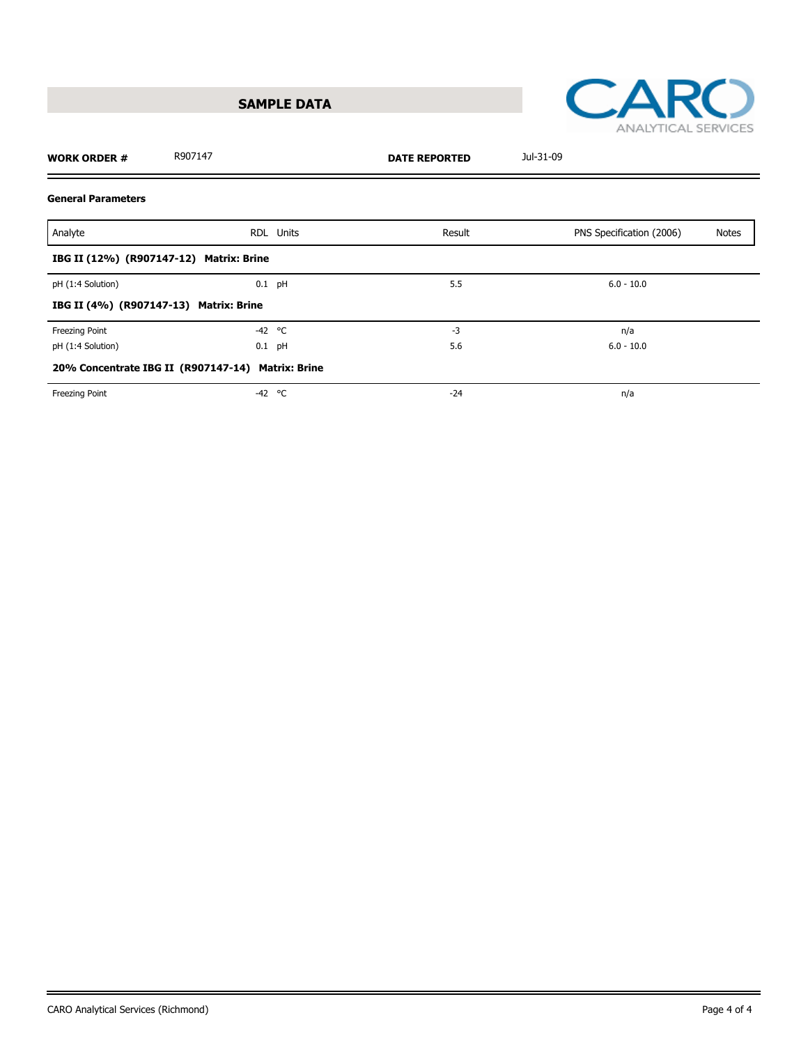## SAMPLE DATA

CARO ANALYTICAL SERVICES

**WORK ORDER #** R907147 **DATE REPORTED** Jul-31-09

### General Parameters

| Analyte | RDL | Units | Result | PNS Specification (2006) | Notes |
|---|---|---|---|---|---|
| **IBG II (12%) (R907147-12) Matrix: Brine** | | | | | |
| pH (1:4 Solution) | 0.1 | pH | 5.5 | 6.0 - 10.0 | |
| **IBG II (4%) (R907147-13) Matrix: Brine** | | | | | |
| Freezing Point | -42 | °C | -3 | n/a | |
| pH (1:4 Solution) | 0.1 | pH | 5.6 | 6.0 - 10.0 | |
| **20% Concentrate IBG II (R907147-14) Matrix: Brine** | | | | | |
| Freezing Point | -42 | °C | -24 | n/a | |

CARO Analytical Services (Richmond)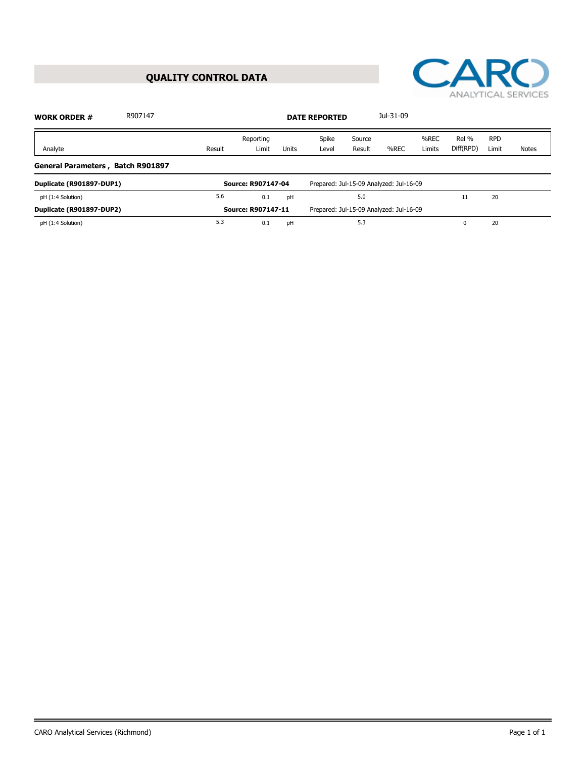# QUALITY CONTROL DATA

CARO ANALYTICAL SERVICES

**WORK ORDER #** R907147 **DATE REPORTED** Jul-31-09

| Analyte | Result | Reporting Limit | Units | Spike Level | Source Result | %REC | %REC Limits | Rel % Diff(RPD) | RPD Limit | Notes |
|---|---|---|---|---|---|---|---|---|---|---|
| **General Parameters , Batch R901897** | | | | | | | | | | |
| **Duplicate (R901897-DUP1)** | | **Source: R907147-04** | | Prepared: Jul-15-09 Analyzed: Jul-16-09 | | | | | | |
| pH (1:4 Solution) | 5.6 | 0.1 | pH | | 5.0 | | | 11 | 20 | |
| **Duplicate (R901897-DUP2)** | | **Source: R907147-11** | | Prepared: Jul-15-09 Analyzed: Jul-16-09 | | | | | | |
| pH (1:4 Solution) | 5.3 | 0.1 | pH | | 5.3 | | | 0 | 20 | |

CARO Analytical Services (Richmond)